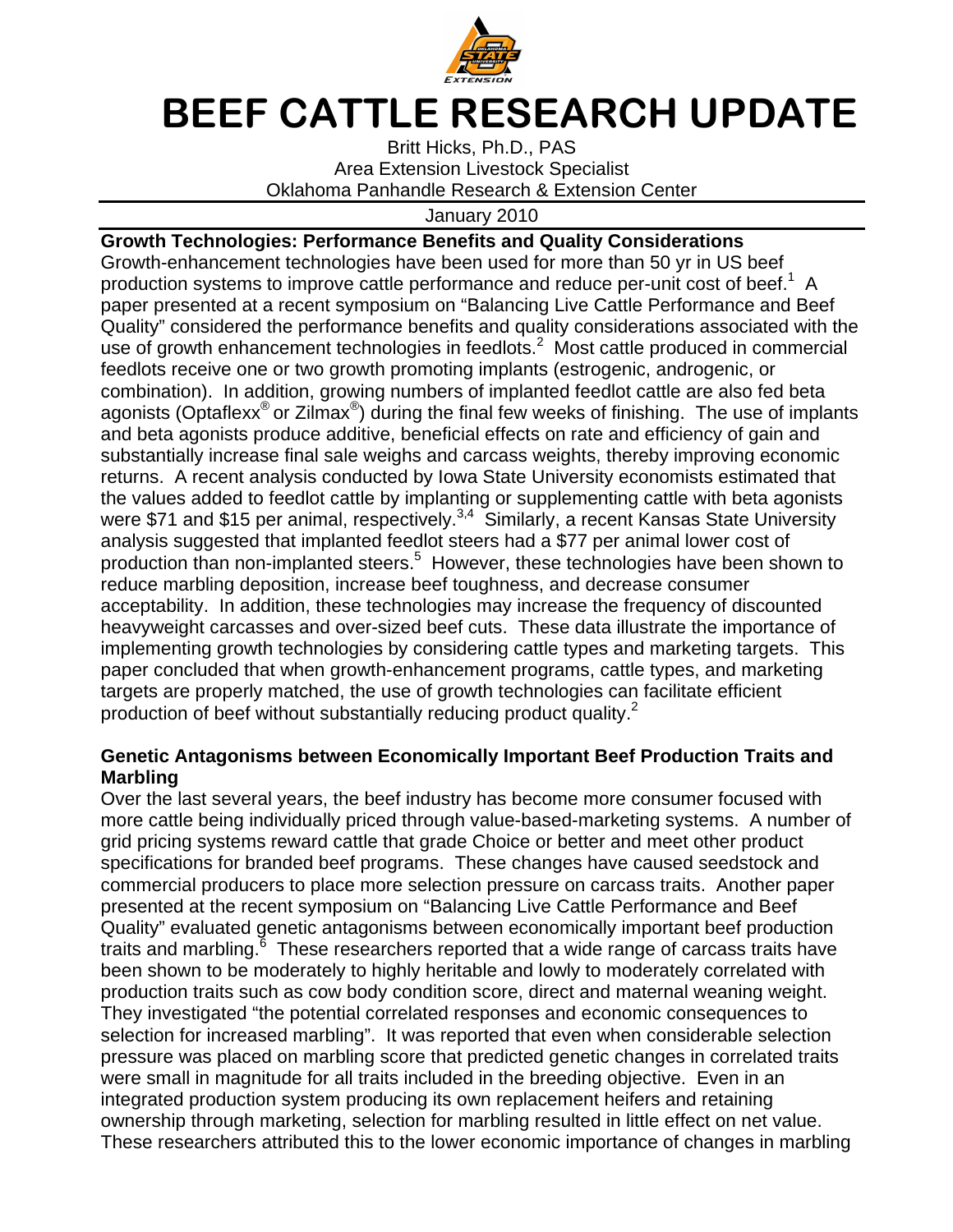# BEEF CATTLE RESEARCH UPDATE

Britt Hicks, Ph.D., PAS
Area Extension Livestock Specialist
Oklahoma Panhandle Research & Extension Center

January 2010

**Growth Technologies: Performance Benefits and Quality Considerations**

Growth-enhancement technologies have been used for more than 50 yr in US beef production systems to improve cattle performance and reduce per-unit cost of beef.[1] A paper presented at a recent symposium on "Balancing Live Cattle Performance and Beef Quality" considered the performance benefits and quality considerations associated with the use of growth enhancement technologies in feedlots.[2] Most cattle produced in commercial feedlots receive one or two growth promoting implants (estrogenic, androgenic, or combination). In addition, growing numbers of implanted feedlot cattle are also fed beta agonists (Optaflexx® or Zilmax®) during the final few weeks of finishing. The use of implants and beta agonists produce additive, beneficial effects on rate and efficiency of gain and substantially increase final sale weighs and carcass weights, thereby improving economic returns. A recent analysis conducted by Iowa State University economists estimated that the values added to feedlot cattle by implanting or supplementing cattle with beta agonists were $71 and $15 per animal, respectively.[3,4] Similarly, a recent Kansas State University analysis suggested that implanted feedlot steers had a $77 per animal lower cost of production than non-implanted steers.[5] However, these technologies have been shown to reduce marbling deposition, increase beef toughness, and decrease consumer acceptability. In addition, these technologies may increase the frequency of discounted heavyweight carcasses and over-sized beef cuts. These data illustrate the importance of implementing growth technologies by considering cattle types and marketing targets. This paper concluded that when growth-enhancement programs, cattle types, and marketing targets are properly matched, the use of growth technologies can facilitate efficient production of beef without substantially reducing product quality.[2]

**Genetic Antagonisms between Economically Important Beef Production Traits and Marbling**

Over the last several years, the beef industry has become more consumer focused with more cattle being individually priced through value-based-marketing systems. A number of grid pricing systems reward cattle that grade Choice or better and meet other product specifications for branded beef programs. These changes have caused seedstock and commercial producers to place more selection pressure on carcass traits. Another paper presented at the recent symposium on "Balancing Live Cattle Performance and Beef Quality" evaluated genetic antagonisms between economically important beef production traits and marbling.[6] These researchers reported that a wide range of carcass traits have been shown to be moderately to highly heritable and lowly to moderately correlated with production traits such as cow body condition score, direct and maternal weaning weight. They investigated "the potential correlated responses and economic consequences to selection for increased marbling". It was reported that even when considerable selection pressure was placed on marbling score that predicted genetic changes in correlated traits were small in magnitude for all traits included in the breeding objective. Even in an integrated production system producing its own replacement heifers and retaining ownership through marketing, selection for marbling resulted in little effect on net value. These researchers attributed this to the lower economic importance of changes in marbling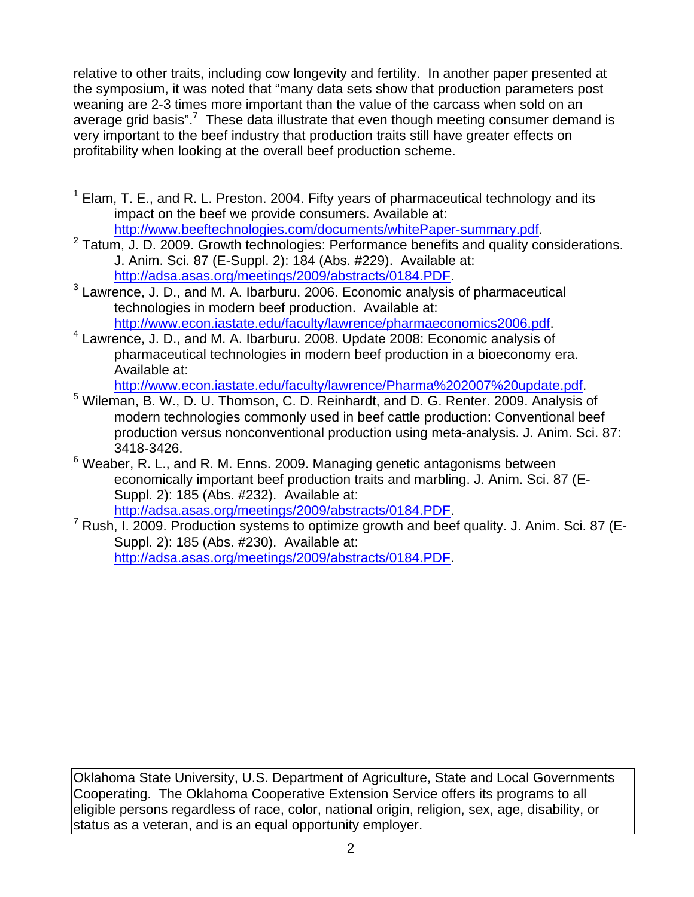relative to other traits, including cow longevity and fertility. In another paper presented at the symposium, it was noted that "many data sets show that production parameters post weaning are 2-3 times more important than the value of the carcass when sold on an average grid basis".[7] These data illustrate that even though meeting consumer demand is very important to the beef industry that production traits still have greater effects on profitability when looking at the overall beef production scheme.

---

[1] Elam, T. E., and R. L. Preston. 2004. Fifty years of pharmaceutical technology and its impact on the beef we provide consumers. Available at: http://www.beeftechnologies.com/documents/whitePaper-summary.pdf.

[2] Tatum, J. D. 2009. Growth technologies: Performance benefits and quality considerations. J. Anim. Sci. 87 (E-Suppl. 2): 184 (Abs. #229). Available at: http://adsa.asas.org/meetings/2009/abstracts/0184.PDF.

[3] Lawrence, J. D., and M. A. Ibarburu. 2006. Economic analysis of pharmaceutical technologies in modern beef production. Available at: http://www.econ.iastate.edu/faculty/lawrence/pharmaeconomics2006.pdf.

[4] Lawrence, J. D., and M. A. Ibarburu. 2008. Update 2008: Economic analysis of pharmaceutical technologies in modern beef production in a bioeconomy era. Available at: http://www.econ.iastate.edu/faculty/lawrence/Pharma%202007%20update.pdf.

[5] Wileman, B. W., D. U. Thomson, C. D. Reinhardt, and D. G. Renter. 2009. Analysis of modern technologies commonly used in beef cattle production: Conventional beef production versus nonconventional production using meta-analysis. J. Anim. Sci. 87: 3418-3426.

[6] Weaber, R. L., and R. M. Enns. 2009. Managing genetic antagonisms between economically important beef production traits and marbling. J. Anim. Sci. 87 (E-Suppl. 2): 185 (Abs. #232). Available at: http://adsa.asas.org/meetings/2009/abstracts/0184.PDF.

[7] Rush, I. 2009. Production systems to optimize growth and beef quality. J. Anim. Sci. 87 (E-Suppl. 2): 185 (Abs. #230). Available at: http://adsa.asas.org/meetings/2009/abstracts/0184.PDF.

Oklahoma State University, U.S. Department of Agriculture, State and Local Governments Cooperating. The Oklahoma Cooperative Extension Service offers its programs to all eligible persons regardless of race, color, national origin, religion, sex, age, disability, or status as a veteran, and is an equal opportunity employer.